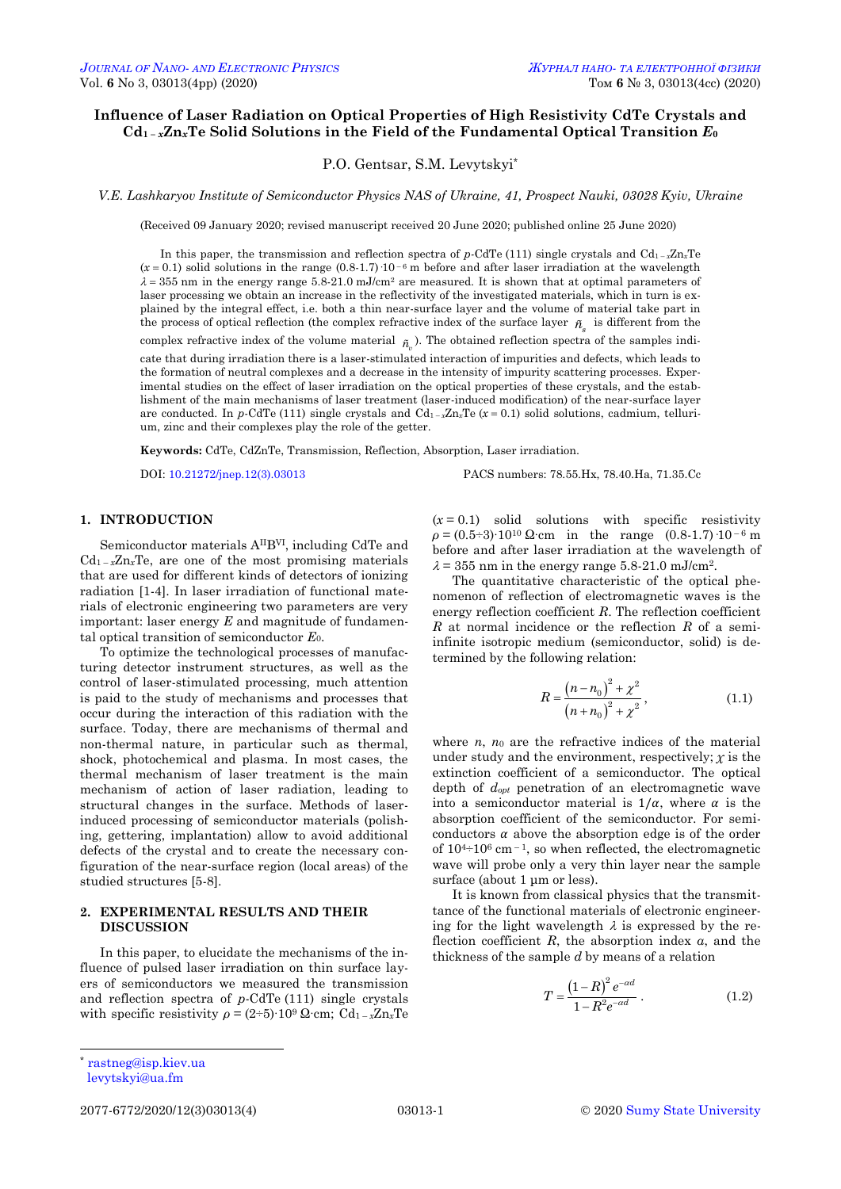# Influence of Laser Radiation on Optical Properties of High Resistivity CdTe Crystals and $Cd_{1-x}Zn_xTe$ Solid Solutions in the Field of the Fundamental Optical Transition $E_0$

P.O. Gentsar, S.M. Levytskyi*

*V.E. Lashkaryov Institute of Semiconductor Physics NAS of Ukraine, 41, Prospect Nauki, 03028 Kyiv, Ukraine*

(Received 09 January 2020; revised manuscript received 20 June 2020; published online 25 June 2020)

In this paper, the transmission and reflection spectra of *p*-CdTe (111) single crystals and $Cd_{1-x}Zn_xTe$ ($x = 0.1$) solid solutions in the range $(0.8\text{-}1.7)\cdot 10^{-6}$ m before and after laser irradiation at the wavelength $\lambda = 355$ nm in the energy range 5.8-21.0 mJ/cm² are measured. It is shown that at optimal parameters of laser processing we obtain an increase in the reflectivity of the investigated materials, which in turn is explained by the integral effect, i.e. both a thin near-surface layer and the volume of material take part in the process of optical reflection (the complex refractive index of the surface layer $\tilde{n}_s$ is different from the complex refractive index of the volume material $\tilde{n}_v$). The obtained reflection spectra of the samples indicate that during irradiation there is a laser-stimulated interaction of impurities and defects, which leads to the formation of neutral complexes and a decrease in the intensity of impurity scattering processes. Experimental studies on the effect of laser irradiation on the optical properties of these crystals, and the establishment of the main mechanisms of laser treatment (laser-induced modification) of the near-surface layer are conducted. In *p*-CdTe (111) single crystals and $Cd_{1-x}Zn_xTe$ ($x = 0.1$) solid solutions, cadmium, tellurium, zinc and their complexes play the role of the getter.

**Keywords:** CdTe, CdZnTe, Transmission, Reflection, Absorption, Laser irradiation.

DOI: 10.21272/jnep.12(3).03013 PACS numbers: 78.55.Hx, 78.40.Ha, 71.35.Cc

## 1. INTRODUCTION

Semiconductor materials $A^{II}B^{VI}$, including CdTe and $Cd_{1-x}Zn_xTe$, are one of the most promising materials that are used for different kinds of detectors of ionizing radiation [1-4]. In laser irradiation of functional materials of electronic engineering two parameters are very important: laser energy $E$ and magnitude of fundamental optical transition of semiconductor $E_0$.

To optimize the technological processes of manufacturing detector instrument structures, as well as the control of laser-stimulated processing, much attention is paid to the study of mechanisms and processes that occur during the interaction of this radiation with the surface. Today, there are mechanisms of thermal and non-thermal nature, in particular such as thermal, shock, photochemical and plasma. In most cases, the thermal mechanism of laser treatment is the main mechanism of action of laser radiation, leading to structural changes in the surface. Methods of laser-induced processing of semiconductor materials (polishing, gettering, implantation) allow to avoid additional defects of the crystal and to create the necessary configuration of the near-surface region (local areas) of the studied structures [5-8].

## 2. EXPERIMENTAL RESULTS AND THEIR DISCUSSION

In this paper, to elucidate the mechanisms of the influence of pulsed laser irradiation on thin surface layers of semiconductors we measured the transmission and reflection spectra of *p*-CdTe (111) single crystals with specific resistivity $\rho = (2\div 5)\cdot 10^{9}\ \Omega\cdot$cm; $Cd_{1-x}Zn_xTe$ ($x = 0.1$) solid solutions with specific resistivity $\rho = (0.5\div 3)\cdot 10^{10}\ \Omega\cdot$cm in the range $(0.8\text{-}1.7)\cdot 10^{-6}$ m before and after laser irradiation at the wavelength of $\lambda = 355$ nm in the energy range 5.8-21.0 mJ/cm².

The quantitative characteristic of the optical phenomenon of reflection of electromagnetic waves is the energy reflection coefficient $R$. The reflection coefficient $R$ at normal incidence or the reflection $R$ of a semi-infinite isotropic medium (semiconductor, solid) is determined by the following relation:

$$R = \frac{(n - n_0)^2 + \chi^2}{(n + n_0)^2 + \chi^2}, \tag{1.1}$$

where $n$, $n_0$ are the refractive indices of the material under study and the environment, respectively; $\chi$ is the extinction coefficient of a semiconductor. The optical depth of $d_{opt}$ penetration of an electromagnetic wave into a semiconductor material is $1/\alpha$, where $\alpha$ is the absorption coefficient of the semiconductor. For semiconductors $\alpha$ above the absorption edge is of the order of $10^4\div 10^6$ cm$^{-1}$, so when reflected, the electromagnetic wave will probe only a very thin layer near the sample surface (about 1 µm or less).

It is known from classical physics that the transmittance of the functional materials of electronic engineering for the light wavelength $\lambda$ is expressed by the reflection coefficient $R$, the absorption index $\alpha$, and the thickness of the sample $d$ by means of a relation

$$T = \frac{(1 - R)^2 e^{-\alpha d}}{1 - R^2 e^{-\alpha d}}. \tag{1.2}$$

---

* rastneg@isp.kiev.ua
levytskyi@ua.fm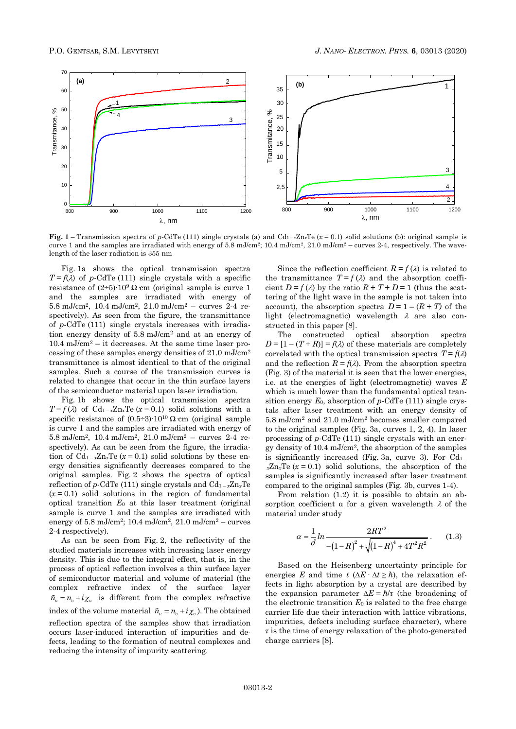**Fig. 1** – Transmission spectra of *p*-CdTe (111) single crystals (a) and $Cd_{1-x}Zn_xTe$ ($x = 0.1$) solid solutions (b): original sample is curve 1 and the samples are irradiated with energy of 5.8 mJ/cm$^2$; 10.4 mJ/cm$^2$, 21.0 mJ/cm$^2$ – curves 2-4, respectively. The wavelength of the laser radiation is 355 nm

Fig. 1a shows the optical transmission spectra $T = f(\lambda)$ of *p*-CdTe (111) single crystals with a specific resistance of $(2 \div 5) \cdot 10^9$ Ω·cm (original sample is curve 1 and the samples are irradiated with energy of 5.8 mJ/cm$^2$, 10.4 mJ/cm$^2$, 21.0 mJ/cm$^2$ – curves 2-4 respectively). As seen from the figure, the transmittance of *p*-CdTe (111) single crystals increases with irradiation energy density of 5.8 mJ/cm$^2$ and at an energy of 10.4 mJ/cm$^2$ – it decreases. At the same time laser processing of these samples energy densities of 21.0 mJ/cm$^2$ transmittance is almost identical to that of the original samples. Such a course of the transmission curves is related to changes that occur in the thin surface layers of the semiconductor material upon laser irradiation.

Fig. 1b shows the optical transmission spectra $T = f(\lambda)$ of $Cd_{1-x}Zn_xTe$ ($x = 0.1$) solid solutions with a specific resistance of $(0.5 \div 3) \cdot 10^{10}$ Ω·cm (original sample is curve 1 and the samples are irradiated with energy of 5.8 mJ/cm$^2$, 10.4 mJ/cm$^2$, 21.0 mJ/cm$^2$ – curves 2-4 respectively). As can be seen from the figure, the irradiation of $Cd_{1-x}Zn_xTe$ ($x = 0.1$) solid solutions by these energy densities significantly decreases compared to the original samples. Fig. 2 shows the spectra of optical reflection of *p*-CdTe (111) single crystals and $Cd_{1-x}Zn_xTe$ ($x = 0.1$) solid solutions in the region of fundamental optical transition $E_0$ at this laser treatment (original sample is curve 1 and the samples are irradiated with energy of 5.8 mJ/cm$^2$; 10.4 mJ/cm$^2$, 21.0 mJ/cm$^2$ – curves 2-4 respectively).

As can be seen from Fig. 2, the reflectivity of the studied materials increases with increasing laser energy density. This is due to the integral effect, that is, in the process of optical reflection involves a thin surface layer of semiconductor material and volume of material (the complex refractive index of the surface layer $\tilde{n}_s = n_s + i\chi_s$ is different from the complex refractive index of the volume material $\tilde{n}_\upsilon = n_\upsilon + i\chi_\upsilon$). The obtained reflection spectra of the samples show that irradiation occurs laser-induced interaction of impurities and defects, leading to the formation of neutral complexes and reducing the intensity of impurity scattering.

Since the reflection coefficient $R = f(\lambda)$ is related to the transmittance $T = f(\lambda)$ and the absorption coefficient $D = f(\lambda)$ by the ratio $R + T + D = 1$ (thus the scattering of the light wave in the sample is not taken into account), the absorption spectra $D = 1 - (R + T)$ of the light (electromagnetic) wavelength $\lambda$ are also constructed in this paper [8].

The constructed optical absorption spectra $D = [1 - (T + R)] = f(\lambda)$ of these materials are completely correlated with the optical transmission spectra $T = f(\lambda)$ and the reflection $R = f(\lambda)$. From the absorption spectra (Fig. 3) of the material it is seen that the lower energies, i.e. at the energies of light (electromagnetic) waves $E$ which is much lower than the fundamental optical transition energy $E_0$, absorption of *p*-CdTe (111) single crystals after laser treatment with an energy density of 5.8 mJ/cm$^2$ and 21.0 mJ/cm$^2$ becomes smaller compared to the original samples (Fig. 3a, curves 1, 2, 4). In laser processing of *p*-CdTe (111) single crystals with an energy density of 10.4 mJ/cm$^2$, the absorption of the samples is significantly increased (Fig. 3a, curve 3). For $Cd_{1-x}Zn_xTe$ ($x = 0.1$) solid solutions, the absorption of the samples is significantly increased after laser treatment compared to the original samples (Fig. 3b, curves 1-4).

From relation (1.2) it is possible to obtain an absorption coefficient α for a given wavelength $\lambda$ of the material under study

$$\alpha = \frac{1}{d} ln \frac{2RT^2}{-(1-R)^2 + \sqrt{(1-R)^4 + 4T^2R^2}}. \qquad (1.3)$$

Based on the Heisenberg uncertainty principle for energies $E$ and time $t$ ($\Delta E \cdot \Delta t \geq \hbar$), the relaxation effects in light absorption by a crystal are described by the expansion parameter $\Delta E = \hbar/\tau$ (the broadening of the electronic transition $E_0$ is related to the free charge carrier life due their interaction with lattice vibrations, impurities, defects including surface character), where $\tau$ is the time of energy relaxation of the photo-generated charge carriers [8].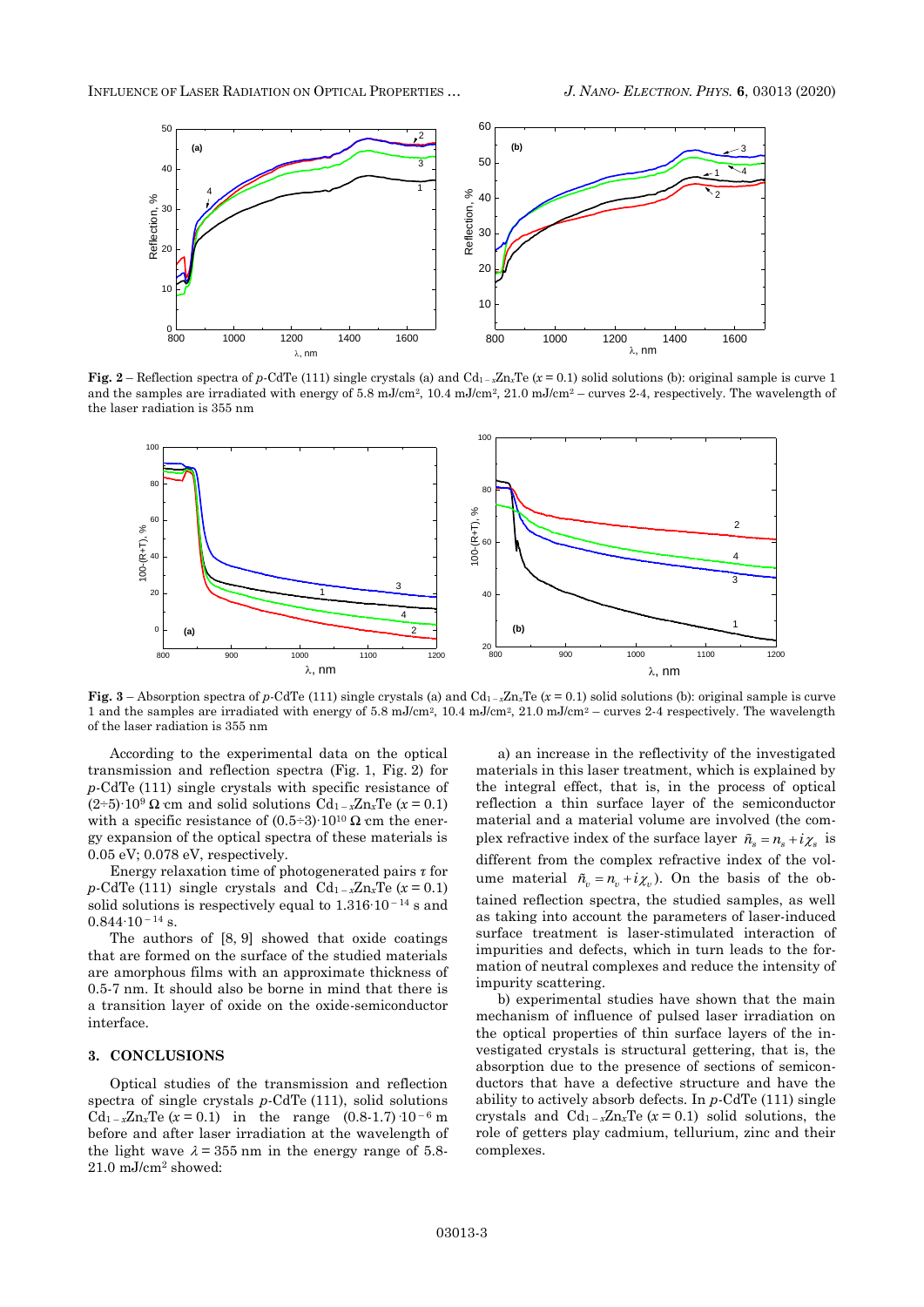**Fig. 2** – Reflection spectra of $p$-CdTe (111) single crystals (a) and $Cd_{1-x}Zn_xTe$ ($x = 0.1$) solid solutions (b): original sample is curve 1 and the samples are irradiated with energy of 5.8 mJ/cm$^2$, 10.4 mJ/cm$^2$, 21.0 mJ/cm$^2$ – curves 2-4, respectively. The wavelength of the laser radiation is 355 nm

**Fig. 3** – Absorption spectra of $p$-CdTe (111) single crystals (a) and $Cd_{1-x}Zn_xTe$ ($x = 0.1$) solid solutions (b): original sample is curve 1 and the samples are irradiated with energy of 5.8 mJ/cm$^2$, 10.4 mJ/cm$^2$, 21.0 mJ/cm$^2$ – curves 2-4 respectively. The wavelength of the laser radiation is 355 nm

According to the experimental data on the optical transmission and reflection spectra (Fig. 1, Fig. 2) for $p$-CdTe (111) single crystals with specific resistance of $(2\div5)\cdot10^9\ \Omega\cdot$cm and solid solutions $Cd_{1-x}Zn_xTe$ ($x = 0.1$) with a specific resistance of $(0.5\div3)\cdot10^{10}\ \Omega\cdot$cm the energy expansion of the optical spectra of these materials is 0.05 eV; 0.078 eV, respectively.

Energy relaxation time of photogenerated pairs $\tau$ for $p$-CdTe (111) single crystals and $Cd_{1-x}Zn_xTe$ ($x = 0.1$) solid solutions is respectively equal to $1.316\cdot10^{-14}$ s and $0.844\cdot10^{-14}$ s.

The authors of [8, 9] showed that oxide coatings that are formed on the surface of the studied materials are amorphous films with an approximate thickness of 0.5-7 nm. It should also be borne in mind that there is a transition layer of oxide on the oxide-semiconductor interface.

## 3. CONCLUSIONS

Optical studies of the transmission and reflection spectra of single crystals $p$-CdTe (111), solid solutions $Cd_{1-x}Zn_xTe$ ($x = 0.1$) in the range $(0.8\text{-}1.7)\cdot10^{-6}$ m before and after laser irradiation at the wavelength of the light wave $\lambda = 355$ nm in the energy range of 5.8-21.0 mJ/cm$^2$ showed:

a) an increase in the reflectivity of the investigated materials in this laser treatment, which is explained by the integral effect, that is, in the process of optical reflection a thin surface layer of the semiconductor material and a material volume are involved (the complex refractive index of the surface layer $\tilde{n}_s = n_s + i\chi_s$ is different from the complex refractive index of the volume material $\tilde{n}_\upsilon = n_\upsilon + i\chi_\upsilon$). On the basis of the obtained reflection spectra, the studied samples, as well as taking into account the parameters of laser-induced surface treatment is laser-stimulated interaction of impurities and defects, which in turn leads to the formation of neutral complexes and reduce the intensity of impurity scattering.

b) experimental studies have shown that the main mechanism of influence of pulsed laser irradiation on the optical properties of thin surface layers of the investigated crystals is structural gettering, that is, the absorption due to the presence of sections of semiconductors that have a defective structure and have the ability to actively absorb defects. In $p$-CdTe (111) single crystals and $Cd_{1-x}Zn_xTe$ ($x = 0.1$) solid solutions, the role of getters play cadmium, tellurium, zinc and their complexes.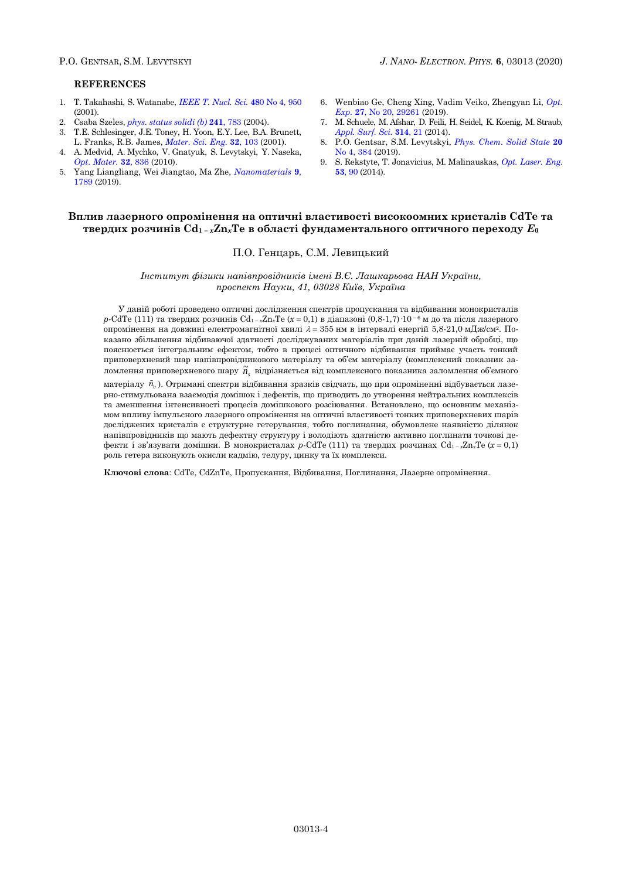## REFERENCES

1. T. Takahashi, S. Watanabe, *IEEE T. Nucl. Sci.* **480** No 4, 950 (2001).
2. Csaba Szeles, *phys. status solidi (b)* **241**, 783 (2004).
3. T.E. Schlesinger, J.E. Toney, H. Yoon, E.Y. Lee, B.A. Brunett, L. Franks, R.B. James, *Mater. Sci. Eng.* **32**, 103 (2001).
4. A. Medvid, A. Mychko, V. Gnatyuk, S. Levytskyi, Y. Naseka, *Opt. Mater.* **32**, 836 (2010).
5. Yang Liangliang, Wei Jiangtao, Ma Zhe, *Nanomaterials* **9**, 1789 (2019).
6. Wenbiao Ge, Cheng Xing, Vadim Veiko, Zhengyan Li, *Opt. Exp.* **27**, No 20, 29261 (2019).
7. M. Schuele, M. Afshar, D. Feili, H. Seidel, K. Koenig, M. Straub, *Appl. Surf. Sci.* **314**, 21 (2014).
8. P.O. Gentsar, S.M. Levytskyi, *Phys. Chem. Solid State* **20** No 4, 384 (2019).
9. S. Rekstyte, T. Jonavicius, M. Malinauskas, *Opt. Laser. Eng.* **53**, 90 (2014).

## Вплив лазерного опромінення на оптичні властивості високоомних кристалів CdTe та твердих розчинів $Cd_{1-x}Zn_xTe$ в області фундаментального оптичного переходу $E_0$

П.О. Генцарь, С.М. Левицький

*Інститут фізики напівпровідників імені В.Є. Лашкарьова НАН України, проспект Науки, 41, 03028 Київ, Україна*

У даній роботі проведено оптичні дослідження спектрів пропускання та відбивання монокристалів *p*-CdTe (111) та твердих розчинів $Cd_{1-x}Zn_xTe$ ($x = 0,1$) в діапазоні $(0,8\text{-}1,7)\cdot 10^{-6}$ м до та після лазерного опромінення на довжині електромагнітної хвилі $\lambda = 355$ нм в інтервалі енергій 5,8-21,0 мДж/см². Показано збільшення відбиваючої здатності досліджуваних матеріалів при даній лазерній обробці, що пояснюється інтегральним ефектом, тобто в процесі оптичного відбивання приймає участь тонкий приповерхневий шар напівпровідникового матеріалу та об'єм матеріалу (комплексний показник заломлення приповерхневого шару $\tilde{n}_s$ відрізняється від комплексного показника заломлення об'емного матеріалу $\tilde{n}_v$). Отримані спектри відбивання зразків свідчать, що при опроміненні відбувається лазерно-стимульована взаемодія домішок і дефектів, що приводить до утворення нейтральних комплексів та зменшення інтенсивності процесів домішкового розсіювання. Встановлено, що основним механізмом впливу імпульсного лазерного опромінення на оптичні властивості тонких приповерхневих шарів досліджених кристалів є структурне гетерування, тобто поглинання, обумовлене наявністю ділянок напівпровідників що мають дефектну структуру і володіють здатністю активно поглинати точкові дефекти і зв'язувати домішки. В монокристалах *p*-CdTe (111) та твердих розчинах $Cd_{1-x}Zn_xTe$ ($x = 0,1$) роль гетера виконують окисли кадмію, телуру, цинку та їх комплекси.

**Ключові слова**: CdTe, CdZnTe, Пропускання, Відбивання, Поглинання, Лазерне опромінення.